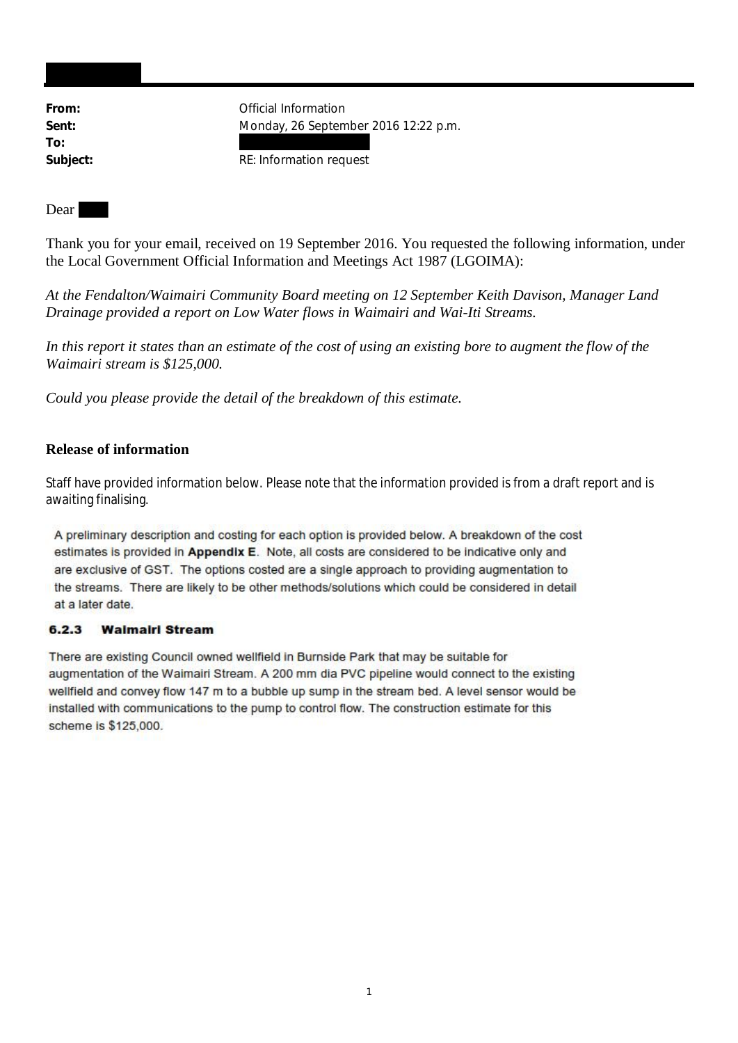**From:** Official Information
**Sent:** Monday, 26 September 2016 12:22 p.m.
**To:**
**Subject:** RE: Information request

Dear

Thank you for your email, received on 19 September 2016. You requested the following information, under the Local Government Official Information and Meetings Act 1987 (LGOIMA):

*At the Fendalton/Waimairi Community Board meeting on 12 September Keith Davison, Manager Land Drainage provided a report on Low Water flows in Waimairi and Wai-Iti Streams.*

*In this report it states than an estimate of the cost of using an existing bore to augment the flow of the Waimairi stream is $125,000.*

*Could you please provide the detail of the breakdown of this estimate.*

### Release of information

Staff have provided information below. Please note that the information provided is from a draft report and is awaiting finalising.

A preliminary description and costing for each option is provided below. A breakdown of the cost estimates is provided in **Appendix E**. Note, all costs are considered to be indicative only and are exclusive of GST. The options costed are a single approach to providing augmentation to the streams. There are likely to be other methods/solutions which could be considered in detail at a later date.

#### 6.2.3 Waimairi Stream

There are existing Council owned wellfield in Burnside Park that may be suitable for augmentation of the Waimairi Stream. A 200 mm dia PVC pipeline would connect to the existing wellfield and convey flow 147 m to a bubble up sump in the stream bed. A level sensor would be installed with communications to the pump to control flow. The construction estimate for this scheme is $125,000.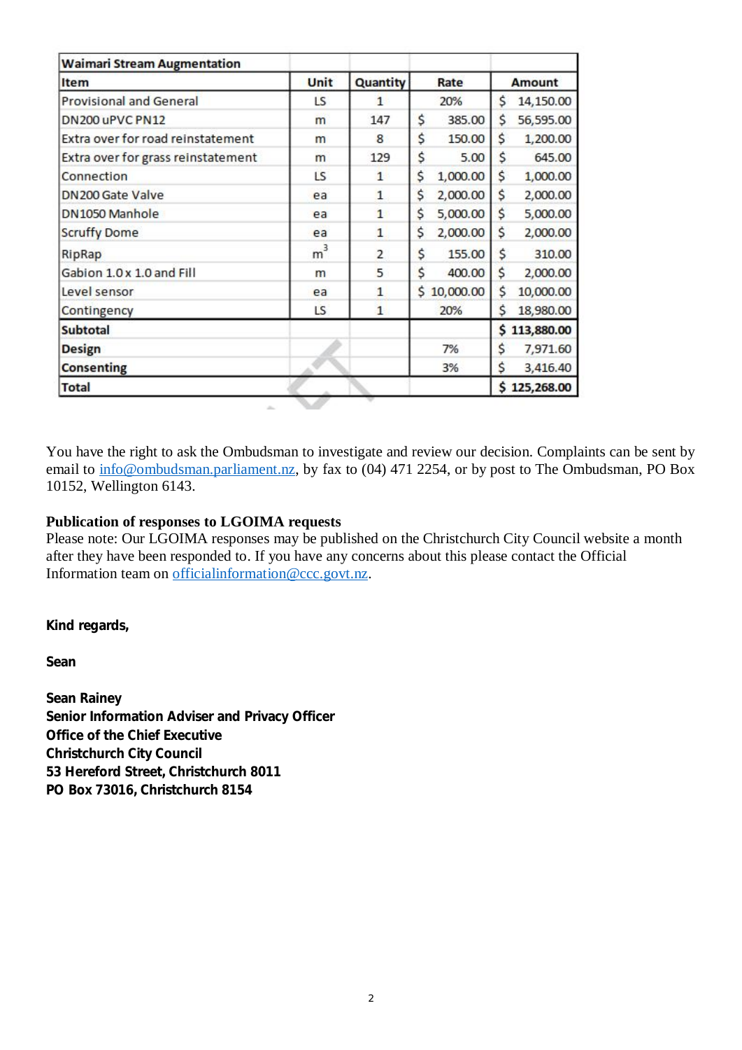| Waimari Stream Augmentation | | | | |
|---|---|---|---|---|
| **Item** | **Unit** | **Quantity** | **Rate** | **Amount** |
| Provisional and General | LS | 1 | 20% | $ 14,150.00 |
| DN200 uPVC PN12 | m | 147 | $ 385.00 | $ 56,595.00 |
| Extra over for road reinstatement | m | 8 | $ 150.00 | $ 1,200.00 |
| Extra over for grass reinstatement | m | 129 | $ 5.00 | $ 645.00 |
| Connection | LS | 1 | $ 1,000.00 | $ 1,000.00 |
| DN200 Gate Valve | ea | 1 | $ 2,000.00 | $ 2,000.00 |
| DN1050 Manhole | ea | 1 | $ 5,000.00 | $ 5,000.00 |
| Scruffy Dome | ea | 1 | $ 2,000.00 | $ 2,000.00 |
| RipRap | $m^3$ | 2 | $ 155.00 | $ 310.00 |
| Gabion 1.0 x 1.0 and Fill | m | 5 | $ 400.00 | $ 2,000.00 |
| Level sensor | ea | 1 | $ 10,000.00 | $ 10,000.00 |
| Contingency | LS | 1 | 20% | $ 18,980.00 |
| **Subtotal** | | | | **$ 113,880.00** |
| **Design** | | | 7% | $ 7,971.60 |
| **Consenting** | | | 3% | $ 3,416.40 |
| **Total** | | | | **$ 125,268.00** |

You have the right to ask the Ombudsman to investigate and review our decision. Complaints can be sent by email to info@ombudsman.parliament.nz, by fax to (04) 471 2254, or by post to The Ombudsman, PO Box 10152, Wellington 6143.

**Publication of responses to LGOIMA requests**
Please note: Our LGOIMA responses may be published on the Christchurch City Council website a month after they have been responded to. If you have any concerns about this please contact the Official Information team on officialinformation@ccc.govt.nz.

**Kind regards,**

**Sean**

**Sean Rainey**
**Senior Information Adviser and Privacy Officer**
**Office of the Chief Executive**
**Christchurch City Council**
**53 Hereford Street, Christchurch 8011**
**PO Box 73016, Christchurch 8154**